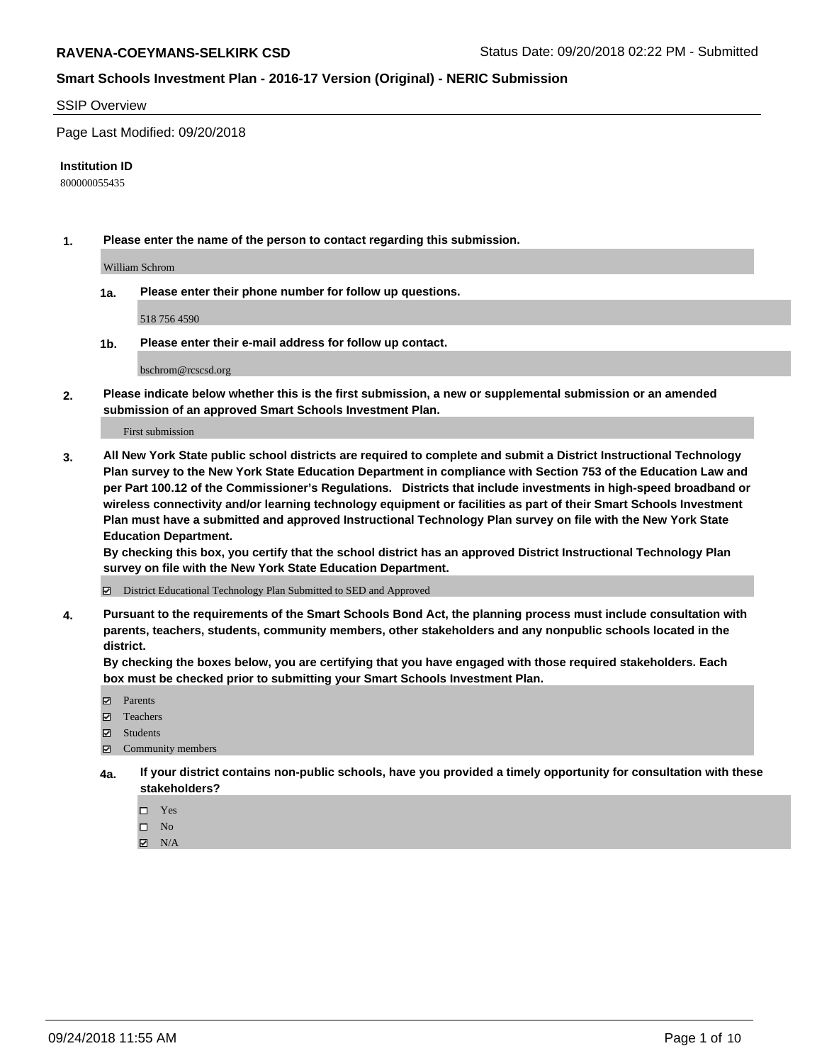# RAVENA-COEYMANS-SELKIRK CSD

Status Date: 09/20/2018 02:22 PM - Submitted

## Smart Schools Investment Plan - 2016-17 Version (Original) - NERIC Submission

SSIP Overview

Page Last Modified: 09/20/2018

**Institution ID**

800000055435

**1. Please enter the name of the person to contact regarding this submission.**

William Schrom

**1a. Please enter their phone number for follow up questions.**

518 756 4590

**1b. Please enter their e-mail address for follow up contact.**

bschrom@rcscsd.org

**2. Please indicate below whether this is the first submission, a new or supplemental submission or an amended submission of an approved Smart Schools Investment Plan.**

First submission

**3. All New York State public school districts are required to complete and submit a District Instructional Technology Plan survey to the New York State Education Department in compliance with Section 753 of the Education Law and per Part 100.12 of the Commissioner's Regulations. Districts that include investments in high-speed broadband or wireless connectivity and/or learning technology equipment or facilities as part of their Smart Schools Investment Plan must have a submitted and approved Instructional Technology Plan survey on file with the New York State Education Department.**
**By checking this box, you certify that the school district has an approved District Instructional Technology Plan survey on file with the New York State Education Department.**

☑ District Educational Technology Plan Submitted to SED and Approved

**4. Pursuant to the requirements of the Smart Schools Bond Act, the planning process must include consultation with parents, teachers, students, community members, other stakeholders and any nonpublic schools located in the district.**
**By checking the boxes below, you are certifying that you have engaged with those required stakeholders. Each box must be checked prior to submitting your Smart Schools Investment Plan.**

☑ Parents
☑ Teachers
☑ Students
☑ Community members

**4a. If your district contains non-public schools, have you provided a timely opportunity for consultation with these stakeholders?**

☐ Yes
☐ No
☑ N/A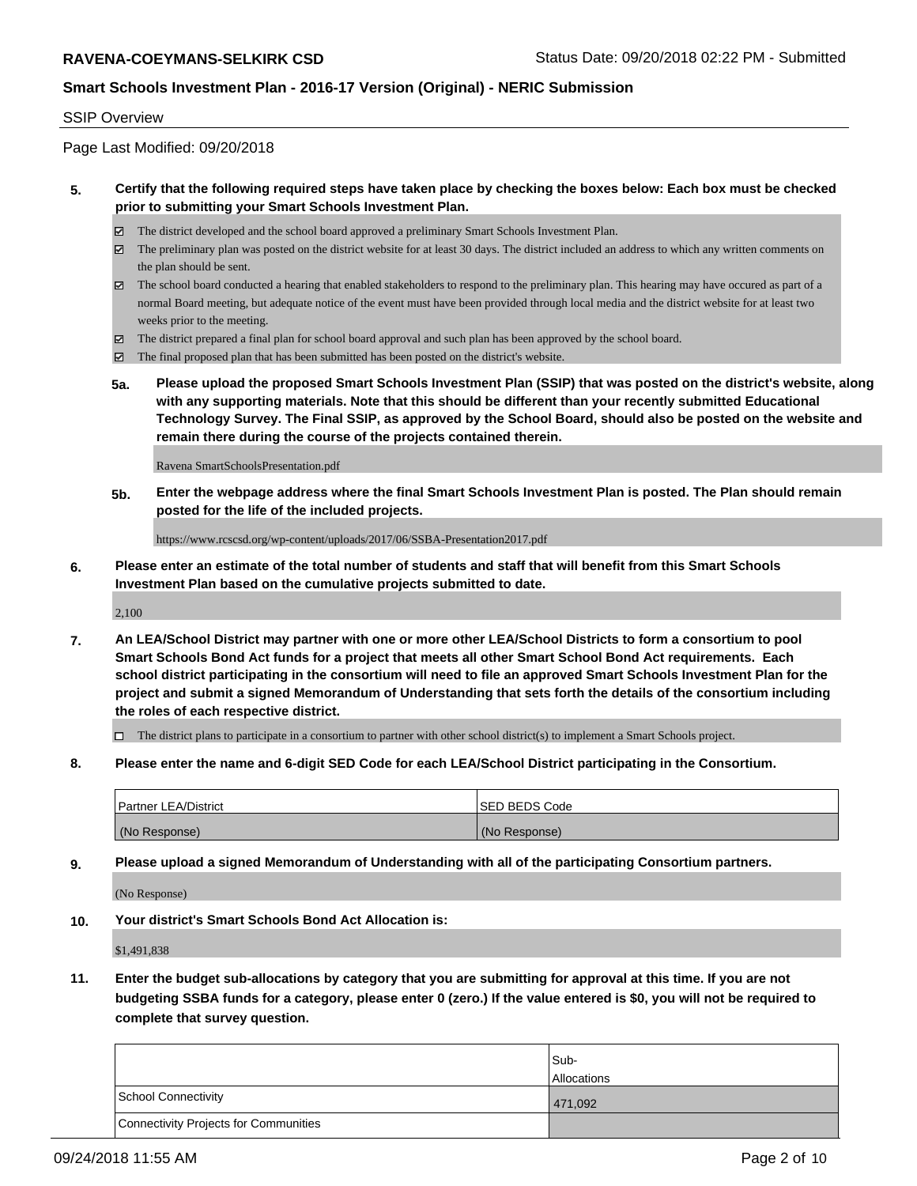SSIP Overview

Page Last Modified: 09/20/2018

**5. Certify that the following required steps have taken place by checking the boxes below: Each box must be checked prior to submitting your Smart Schools Investment Plan.**

- ☑ The district developed and the school board approved a preliminary Smart Schools Investment Plan.
- ☑ The preliminary plan was posted on the district website for at least 30 days. The district included an address to which any written comments on the plan should be sent.
- ☑ The school board conducted a hearing that enabled stakeholders to respond to the preliminary plan. This hearing may have occured as part of a normal Board meeting, but adequate notice of the event must have been provided through local media and the district website for at least two weeks prior to the meeting.
- ☑ The district prepared a final plan for school board approval and such plan has been approved by the school board.
- ☑ The final proposed plan that has been submitted has been posted on the district's website.

**5a. Please upload the proposed Smart Schools Investment Plan (SSIP) that was posted on the district's website, along with any supporting materials. Note that this should be different than your recently submitted Educational Technology Survey. The Final SSIP, as approved by the School Board, should also be posted on the website and remain there during the course of the projects contained therein.**

Ravena SmartSchoolsPresentation.pdf

**5b. Enter the webpage address where the final Smart Schools Investment Plan is posted. The Plan should remain posted for the life of the included projects.**

https://www.rcscsd.org/wp-content/uploads/2017/06/SSBA-Presentation2017.pdf

**6. Please enter an estimate of the total number of students and staff that will benefit from this Smart Schools Investment Plan based on the cumulative projects submitted to date.**

2,100

**7. An LEA/School District may partner with one or more other LEA/School Districts to form a consortium to pool Smart Schools Bond Act funds for a project that meets all other Smart School Bond Act requirements. Each school district participating in the consortium will need to file an approved Smart Schools Investment Plan for the project and submit a signed Memorandum of Understanding that sets forth the details of the consortium including the roles of each respective district.**

- ☐ The district plans to participate in a consortium to partner with other school district(s) to implement a Smart Schools project.

**8. Please enter the name and 6-digit SED Code for each LEA/School District participating in the Consortium.**

| Partner LEA/District | SED BEDS Code |
| --- | --- |
| (No Response) | (No Response) |

**9. Please upload a signed Memorandum of Understanding with all of the participating Consortium partners.**

(No Response)

**10. Your district's Smart Schools Bond Act Allocation is:**

$1,491,838

**11. Enter the budget sub-allocations by category that you are submitting for approval at this time. If you are not budgeting SSBA funds for a category, please enter 0 (zero.) If the value entered is $0, you will not be required to complete that survey question.**

| | Sub-Allocations |
| --- | --- |
| School Connectivity | 471,092 |
| Connectivity Projects for Communities | |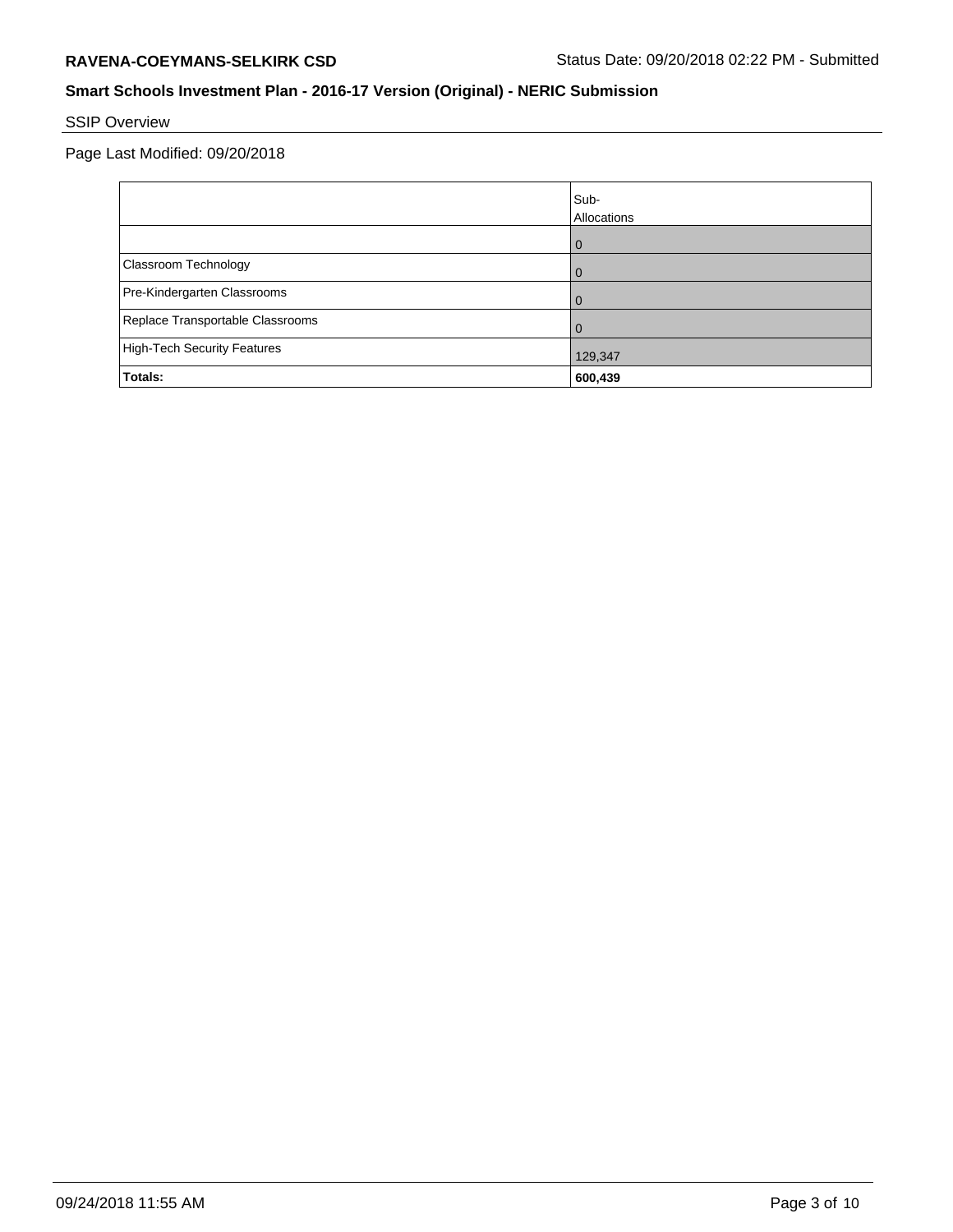**RAVENA-COEYMANS-SELKIRK CSD** Status Date: 09/20/2018 02:22 PM - Submitted

**Smart Schools Investment Plan - 2016-17 Version (Original) - NERIC Submission**

SSIP Overview

Page Last Modified: 09/20/2018

| | Sub-Allocations |
|---|---|
| | 0 |
| Classroom Technology | 0 |
| Pre-Kindergarten Classrooms | 0 |
| Replace Transportable Classrooms | 0 |
| High-Tech Security Features | 129,347 |
| **Totals:** | **600,439** |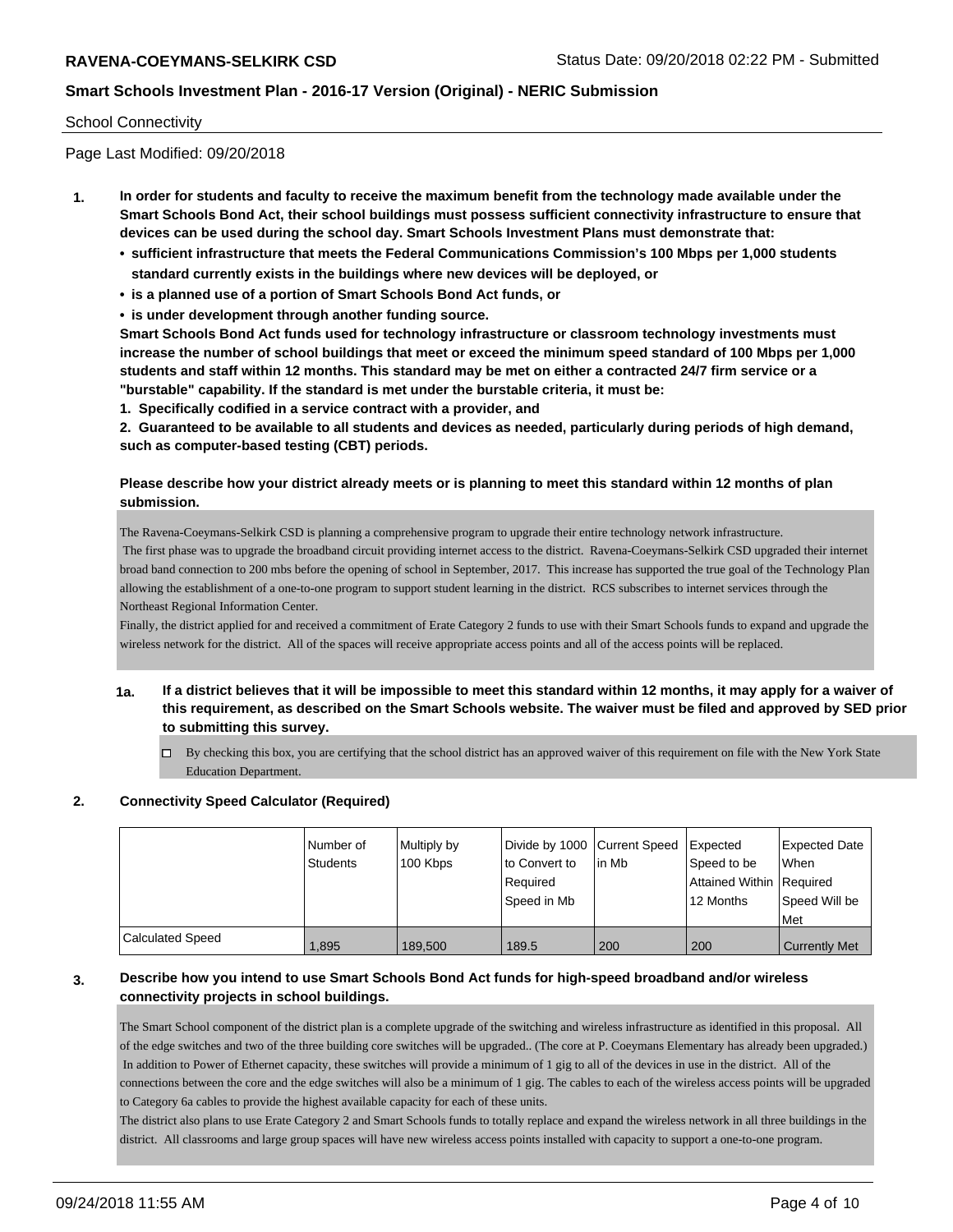School Connectivity

Page Last Modified: 09/20/2018

**1. In order for students and faculty to receive the maximum benefit from the technology made available under the Smart Schools Bond Act, their school buildings must possess sufficient connectivity infrastructure to ensure that devices can be used during the school day. Smart Schools Investment Plans must demonstrate that:**

- **sufficient infrastructure that meets the Federal Communications Commission's 100 Mbps per 1,000 students standard currently exists in the buildings where new devices will be deployed, or**
- **is a planned use of a portion of Smart Schools Bond Act funds, or**
- **is under development through another funding source.**

**Smart Schools Bond Act funds used for technology infrastructure or classroom technology investments must increase the number of school buildings that meet or exceed the minimum speed standard of 100 Mbps per 1,000 students and staff within 12 months. This standard may be met on either a contracted 24/7 firm service or a "burstable" capability. If the standard is met under the burstable criteria, it must be:**

**1. Specifically codified in a service contract with a provider, and**

**2. Guaranteed to be available to all students and devices as needed, particularly during periods of high demand, such as computer-based testing (CBT) periods.**

**Please describe how your district already meets or is planning to meet this standard within 12 months of plan submission.**

The Ravena-Coeymans-Selkirk CSD is planning a comprehensive program to upgrade their entire technology network infrastructure.
The first phase was to upgrade the broadband circuit providing internet access to the district. Ravena-Coeymans-Selkirk CSD upgraded their internet broad band connection to 200 mbs before the opening of school in September, 2017. This increase has supported the true goal of the Technology Plan allowing the establishment of a one-to-one program to support student learning in the district. RCS subscribes to internet services through the Northeast Regional Information Center.
Finally, the district applied for and received a commitment of Erate Category 2 funds to use with their Smart Schools funds to expand and upgrade the wireless network for the district. All of the spaces will receive appropriate access points and all of the access points will be replaced.

**1a. If a district believes that it will be impossible to meet this standard within 12 months, it may apply for a waiver of this requirement, as described on the Smart Schools website. The waiver must be filed and approved by SED prior to submitting this survey.**

☐ By checking this box, you are certifying that the school district has an approved waiver of this requirement on file with the New York State Education Department.

**2. Connectivity Speed Calculator (Required)**

| | Number of Students | Multiply by 100 Kbps | Divide by 1000 to Convert to Required Speed in Mb | Current Speed in Mb | Expected Speed to be Attained Within 12 Months | Expected Date When Required Speed Will be Met |
|---|---|---|---|---|---|---|
| Calculated Speed | 1,895 | 189,500 | 189.5 | 200 | 200 | Currently Met |

**3. Describe how you intend to use Smart Schools Bond Act funds for high-speed broadband and/or wireless connectivity projects in school buildings.**

The Smart School component of the district plan is a complete upgrade of the switching and wireless infrastructure as identified in this proposal. All of the edge switches and two of the three building core switches will be upgraded.. (The core at P. Coeymans Elementary has already been upgraded.) In addition to Power of Ethernet capacity, these switches will provide a minimum of 1 gig to all of the devices in use in the district. All of the connections between the core and the edge switches will also be a minimum of 1 gig. The cables to each of the wireless access points will be upgraded to Category 6a cables to provide the highest available capacity for each of these units.
The district also plans to use Erate Category 2 and Smart Schools funds to totally replace and expand the wireless network in all three buildings in the district. All classrooms and large group spaces will have new wireless access points installed with capacity to support a one-to-one program.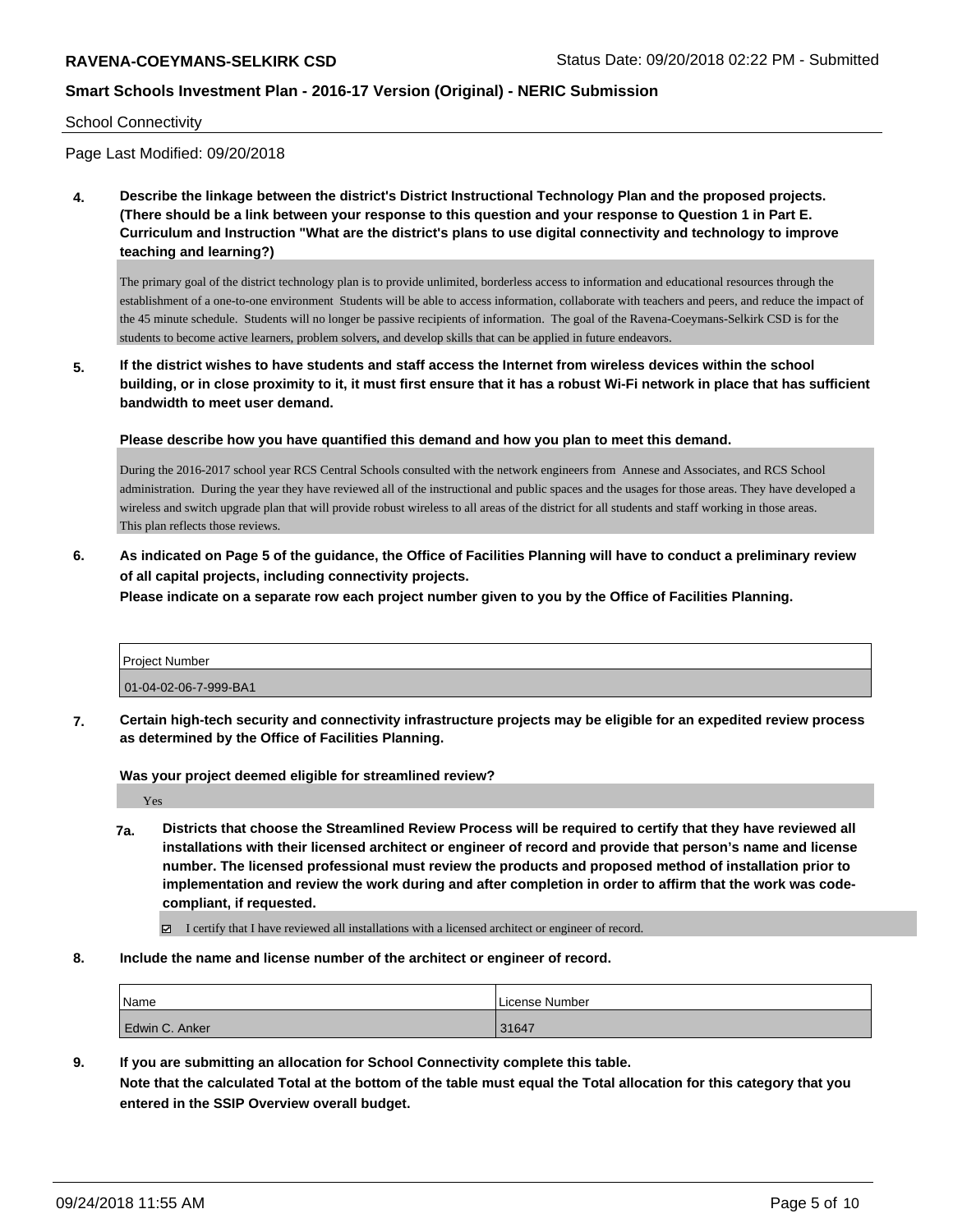School Connectivity

Page Last Modified: 09/20/2018

**4. Describe the linkage between the district's District Instructional Technology Plan and the proposed projects. (There should be a link between your response to this question and your response to Question 1 in Part E. Curriculum and Instruction "What are the district's plans to use digital connectivity and technology to improve teaching and learning?)**

The primary goal of the district technology plan is to provide unlimited, borderless access to information and educational resources through the establishment of a one-to-one environment Students will be able to access information, collaborate with teachers and peers, and reduce the impact of the 45 minute schedule. Students will no longer be passive recipients of information. The goal of the Ravena-Coeymans-Selkirk CSD is for the students to become active learners, problem solvers, and develop skills that can be applied in future endeavors.

**5. If the district wishes to have students and staff access the Internet from wireless devices within the school building, or in close proximity to it, it must first ensure that it has a robust Wi-Fi network in place that has sufficient bandwidth to meet user demand.**

**Please describe how you have quantified this demand and how you plan to meet this demand.**

During the 2016-2017 school year RCS Central Schools consulted with the network engineers from Annese and Associates, and RCS School administration. During the year they have reviewed all of the instructional and public spaces and the usages for those areas. They have developed a wireless and switch upgrade plan that will provide robust wireless to all areas of the district for all students and staff working in those areas.
This plan reflects those reviews.

**6. As indicated on Page 5 of the guidance, the Office of Facilities Planning will have to conduct a preliminary review of all capital projects, including connectivity projects.**
**Please indicate on a separate row each project number given to you by the Office of Facilities Planning.**

| Project Number |
|---|
| 01-04-02-06-7-999-BA1 |

**7. Certain high-tech security and connectivity infrastructure projects may be eligible for an expedited review process as determined by the Office of Facilities Planning.**

**Was your project deemed eligible for streamlined review?**

Yes

**7a. Districts that choose the Streamlined Review Process will be required to certify that they have reviewed all installations with their licensed architect or engineer of record and provide that person's name and license number. The licensed professional must review the products and proposed method of installation prior to implementation and review the work during and after completion in order to affirm that the work was code-compliant, if requested.**

☑ I certify that I have reviewed all installations with a licensed architect or engineer of record.

**8. Include the name and license number of the architect or engineer of record.**

| Name | License Number |
|---|---|
| Edwin C. Anker | 31647 |

**9. If you are submitting an allocation for School Connectivity complete this table.**
**Note that the calculated Total at the bottom of the table must equal the Total allocation for this category that you entered in the SSIP Overview overall budget.**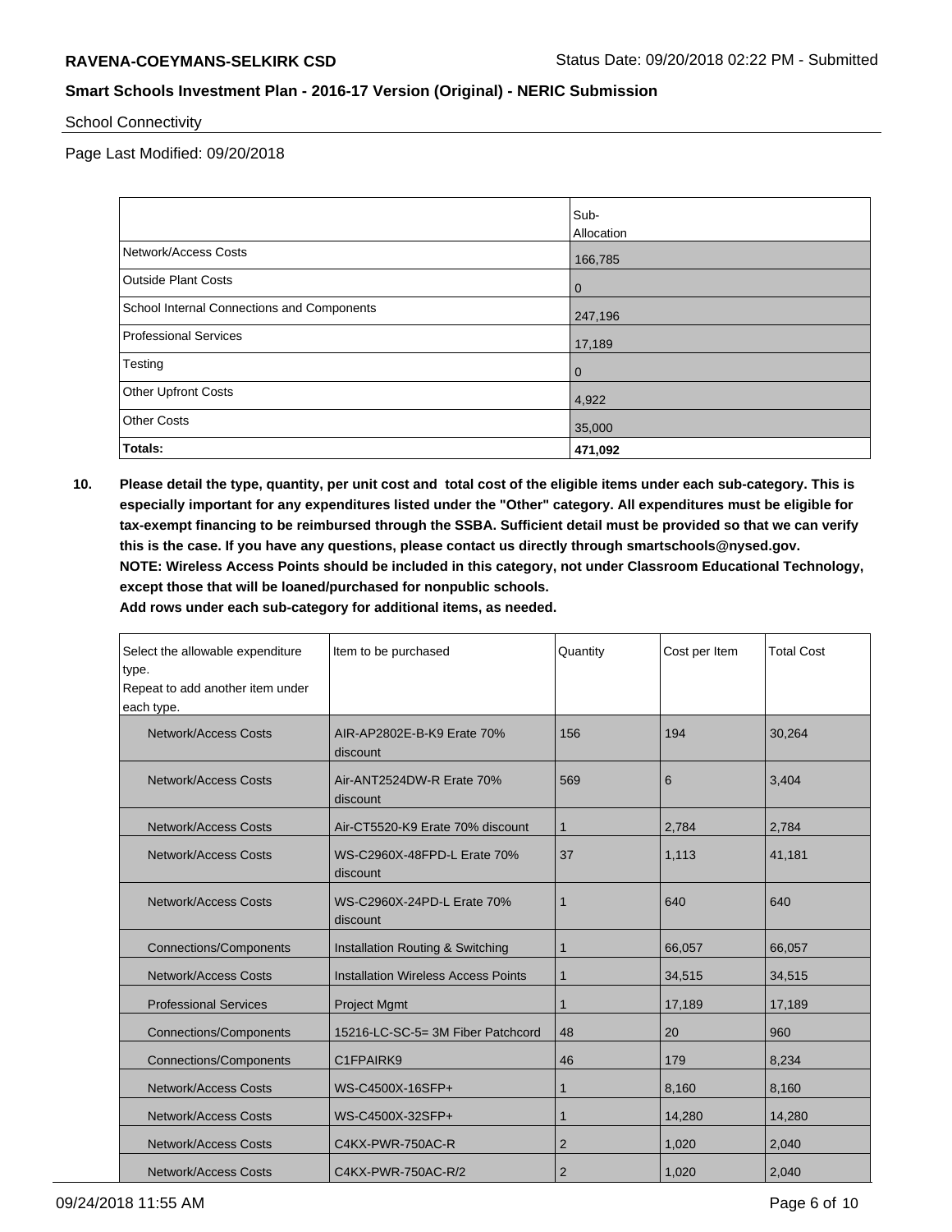School Connectivity

Page Last Modified: 09/20/2018

| | Sub-Allocation |
|---|---|
| Network/Access Costs | 166,785 |
| Outside Plant Costs | 0 |
| School Internal Connections and Components | 247,196 |
| Professional Services | 17,189 |
| Testing | 0 |
| Other Upfront Costs | 4,922 |
| Other Costs | 35,000 |
| **Totals:** | **471,092** |

**10. Please detail the type, quantity, per unit cost and total cost of the eligible items under each sub-category. This is especially important for any expenditures listed under the "Other" category. All expenditures must be eligible for tax-exempt financing to be reimbursed through the SSBA. Sufficient detail must be provided so that we can verify this is the case. If you have any questions, please contact us directly through smartschools@nysed.gov. NOTE: Wireless Access Points should be included in this category, not under Classroom Educational Technology, except those that will be loaned/purchased for nonpublic schools. Add rows under each sub-category for additional items, as needed.**

| Select the allowable expenditure type. Repeat to add another item under each type. | Item to be purchased | Quantity | Cost per Item | Total Cost |
|---|---|---|---|---|
| Network/Access Costs | AIR-AP2802E-B-K9 Erate 70% discount | 156 | 194 | 30,264 |
| Network/Access Costs | Air-ANT2524DW-R Erate 70% discount | 569 | 6 | 3,404 |
| Network/Access Costs | Air-CT5520-K9 Erate 70% discount | 1 | 2,784 | 2,784 |
| Network/Access Costs | WS-C2960X-48FPD-L Erate 70% discount | 37 | 1,113 | 41,181 |
| Network/Access Costs | WS-C2960X-24PD-L Erate 70% discount | 1 | 640 | 640 |
| Connections/Components | Installation Routing & Switching | 1 | 66,057 | 66,057 |
| Network/Access Costs | Installation Wireless Access Points | 1 | 34,515 | 34,515 |
| Professional Services | Project Mgmt | 1 | 17,189 | 17,189 |
| Connections/Components | 15216-LC-SC-5= 3M Fiber Patchcord | 48 | 20 | 960 |
| Connections/Components | C1FPAIRK9 | 46 | 179 | 8,234 |
| Network/Access Costs | WS-C4500X-16SFP+ | 1 | 8,160 | 8,160 |
| Network/Access Costs | WS-C4500X-32SFP+ | 1 | 14,280 | 14,280 |
| Network/Access Costs | C4KX-PWR-750AC-R | 2 | 1,020 | 2,040 |
| Network/Access Costs | C4KX-PWR-750AC-R/2 | 2 | 1,020 | 2,040 |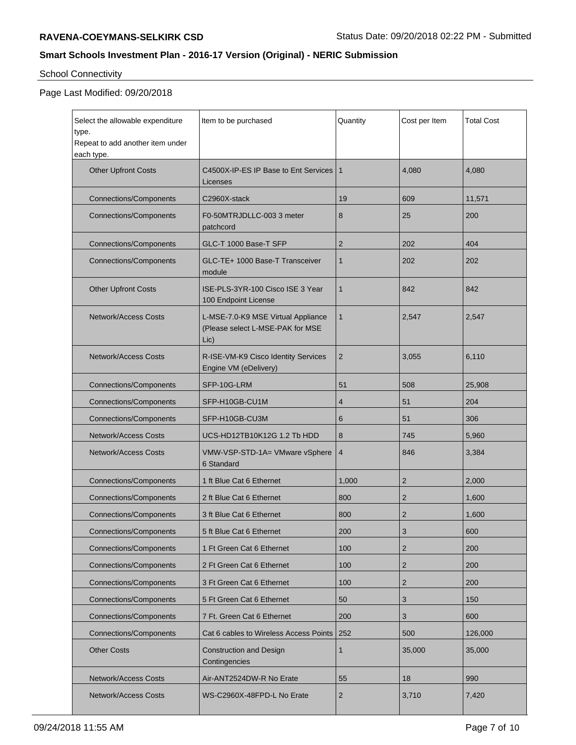School Connectivity

Page Last Modified: 09/20/2018

| Select the allowable expenditure type.<br>Repeat to add another item under each type. | Item to be purchased | Quantity | Cost per Item | Total Cost |
|---|---|---|---|---|
| Other Upfront Costs | C4500X-IP-ES IP Base to Ent Services Licenses | 1 | 4,080 | 4,080 |
| Connections/Components | C2960X-stack | 19 | 609 | 11,571 |
| Connections/Components | F0-50MTRJDLLC-003 3 meter patchcord | 8 | 25 | 200 |
| Connections/Components | GLC-T 1000 Base-T SFP | 2 | 202 | 404 |
| Connections/Components | GLC-TE+ 1000 Base-T Transceiver module | 1 | 202 | 202 |
| Other Upfront Costs | ISE-PLS-3YR-100 Cisco ISE 3 Year 100 Endpoint License | 1 | 842 | 842 |
| Network/Access Costs | L-MSE-7.0-K9 MSE Virtual Appliance (Please select L-MSE-PAK for MSE Lic) | 1 | 2,547 | 2,547 |
| Network/Access Costs | R-ISE-VM-K9 Cisco Identity Services Engine VM (eDelivery) | 2 | 3,055 | 6,110 |
| Connections/Components | SFP-10G-LRM | 51 | 508 | 25,908 |
| Connections/Components | SFP-H10GB-CU1M | 4 | 51 | 204 |
| Connections/Components | SFP-H10GB-CU3M | 6 | 51 | 306 |
| Network/Access Costs | UCS-HD12TB10K12G 1.2 Tb HDD | 8 | 745 | 5,960 |
| Network/Access Costs | VMW-VSP-STD-1A= VMware vSphere 6 Standard | 4 | 846 | 3,384 |
| Connections/Components | 1 ft Blue Cat 6 Ethernet | 1,000 | 2 | 2,000 |
| Connections/Components | 2 ft Blue Cat 6 Ethernet | 800 | 2 | 1,600 |
| Connections/Components | 3 ft Blue Cat 6 Ethernet | 800 | 2 | 1,600 |
| Connections/Components | 5 ft Blue Cat 6 Ethernet | 200 | 3 | 600 |
| Connections/Components | 1 Ft Green Cat 6 Ethernet | 100 | 2 | 200 |
| Connections/Components | 2 Ft Green Cat 6 Ethernet | 100 | 2 | 200 |
| Connections/Components | 3 Ft Green Cat 6 Ethernet | 100 | 2 | 200 |
| Connections/Components | 5 Ft Green Cat 6 Ethernet | 50 | 3 | 150 |
| Connections/Components | 7 Ft. Green Cat 6 Ethernet | 200 | 3 | 600 |
| Connections/Components | Cat 6 cables to Wireless Access Points | 252 | 500 | 126,000 |
| Other Costs | Construction and Design Contingencies | 1 | 35,000 | 35,000 |
| Network/Access Costs | Air-ANT2524DW-R No Erate | 55 | 18 | 990 |
| Network/Access Costs | WS-C2960X-48FPD-L No Erate | 2 | 3,710 | 7,420 |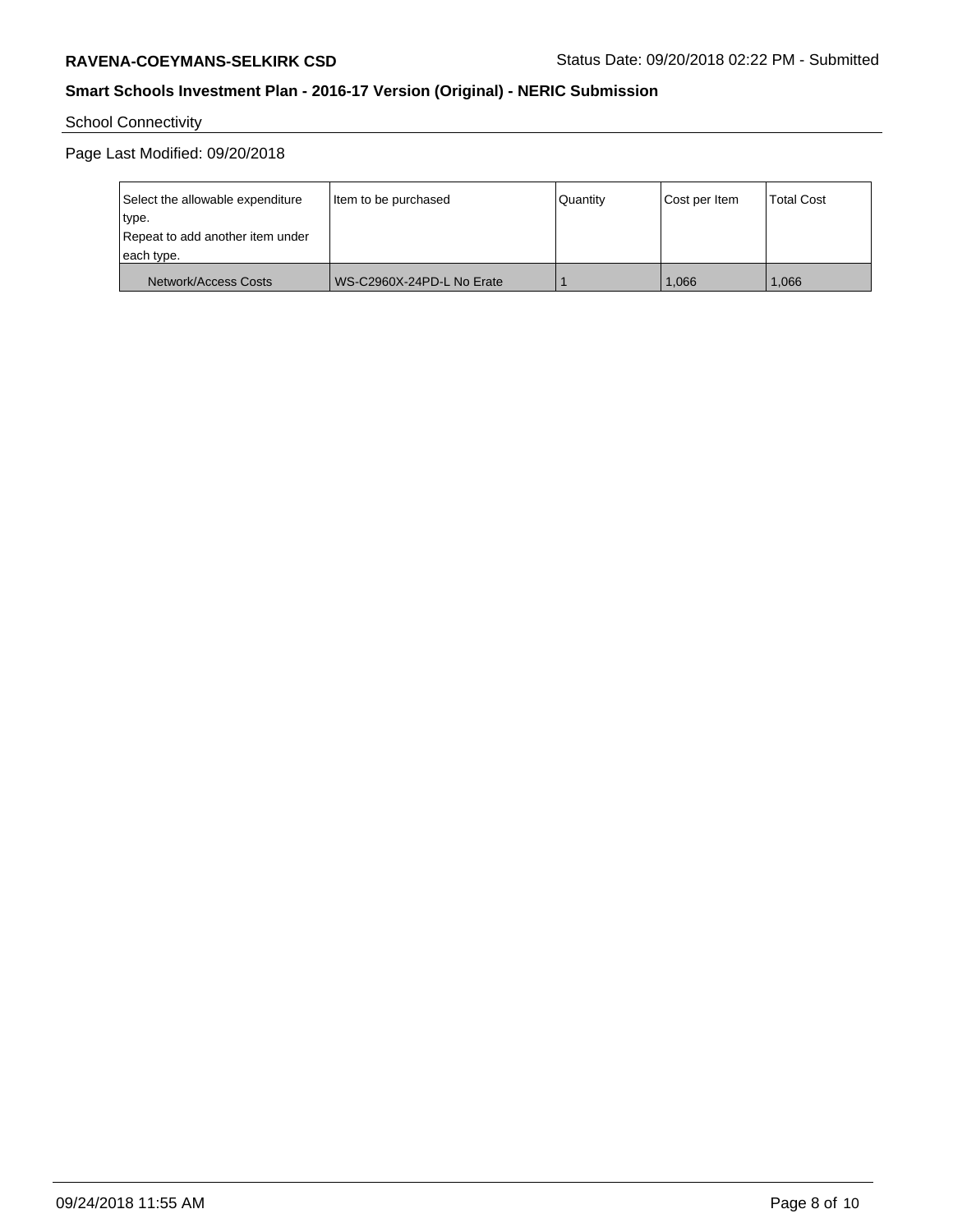School Connectivity

Page Last Modified: 09/20/2018

| Select the allowable expenditure type. Repeat to add another item under each type. | Item to be purchased | Quantity | Cost per Item | Total Cost |
|---|---|---|---|---|
| Network/Access Costs | WS-C2960X-24PD-L No Erate | 1 | 1,066 | 1,066 |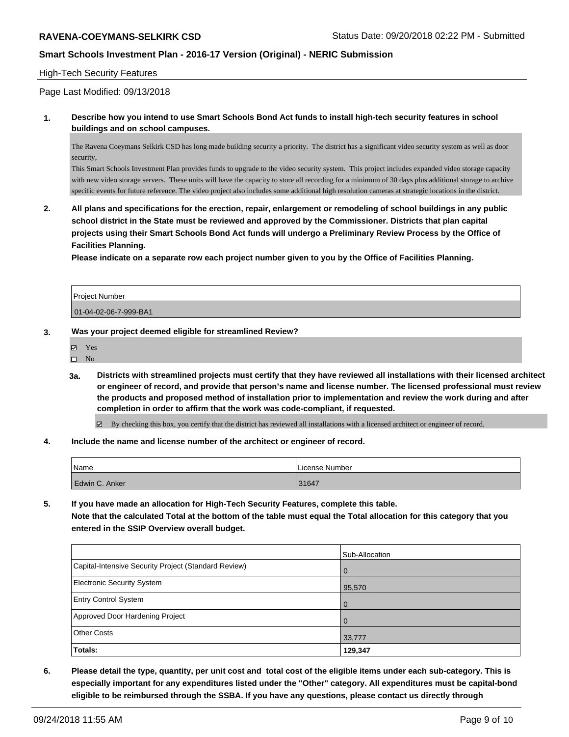High-Tech Security Features

Page Last Modified: 09/13/2018

**1. Describe how you intend to use Smart Schools Bond Act funds to install high-tech security features in school buildings and on school campuses.**

The Ravena Coeymans Selkirk CSD has long made building security a priority. The district has a significant video security system as well as door security,
This Smart Schools Investment Plan provides funds to upgrade to the video security system. This project includes expanded video storage capacity with new video storage servers. These units will have the capacity to store all recording for a minimum of 30 days plus additional storage to archive specific events for future reference. The video project also includes some additional high resolution cameras at strategic locations in the district.

**2. All plans and specifications for the erection, repair, enlargement or remodeling of school buildings in any public school district in the State must be reviewed and approved by the Commissioner. Districts that plan capital projects using their Smart Schools Bond Act funds will undergo a Preliminary Review Process by the Office of Facilities Planning.**
**Please indicate on a separate row each project number given to you by the Office of Facilities Planning.**

| Project Number |
|---|
| 01-04-02-06-7-999-BA1 |

**3. Was your project deemed eligible for streamlined Review?**

- ☑ Yes
- ☐ No

**3a. Districts with streamlined projects must certify that they have reviewed all installations with their licensed architect or engineer of record, and provide that person's name and license number. The licensed professional must review the products and proposed method of installation prior to implementation and review the work during and after completion in order to affirm that the work was code-compliant, if requested.**

☑ By checking this box, you certify that the district has reviewed all installations with a licensed architect or engineer of record.

**4. Include the name and license number of the architect or engineer of record.**

| Name | License Number |
|---|---|
| Edwin C. Anker | 31647 |

**5. If you have made an allocation for High-Tech Security Features, complete this table.**
**Note that the calculated Total at the bottom of the table must equal the Total allocation for this category that you entered in the SSIP Overview overall budget.**

| | Sub-Allocation |
|---|---|
| Capital-Intensive Security Project (Standard Review) | 0 |
| Electronic Security System | 95,570 |
| Entry Control System | 0 |
| Approved Door Hardening Project | 0 |
| Other Costs | 33,777 |
| **Totals:** | **129,347** |

**6. Please detail the type, quantity, per unit cost and total cost of the eligible items under each sub-category. This is especially important for any expenditures listed under the "Other" category. All expenditures must be capital-bond eligible to be reimbursed through the SSBA. If you have any questions, please contact us directly through**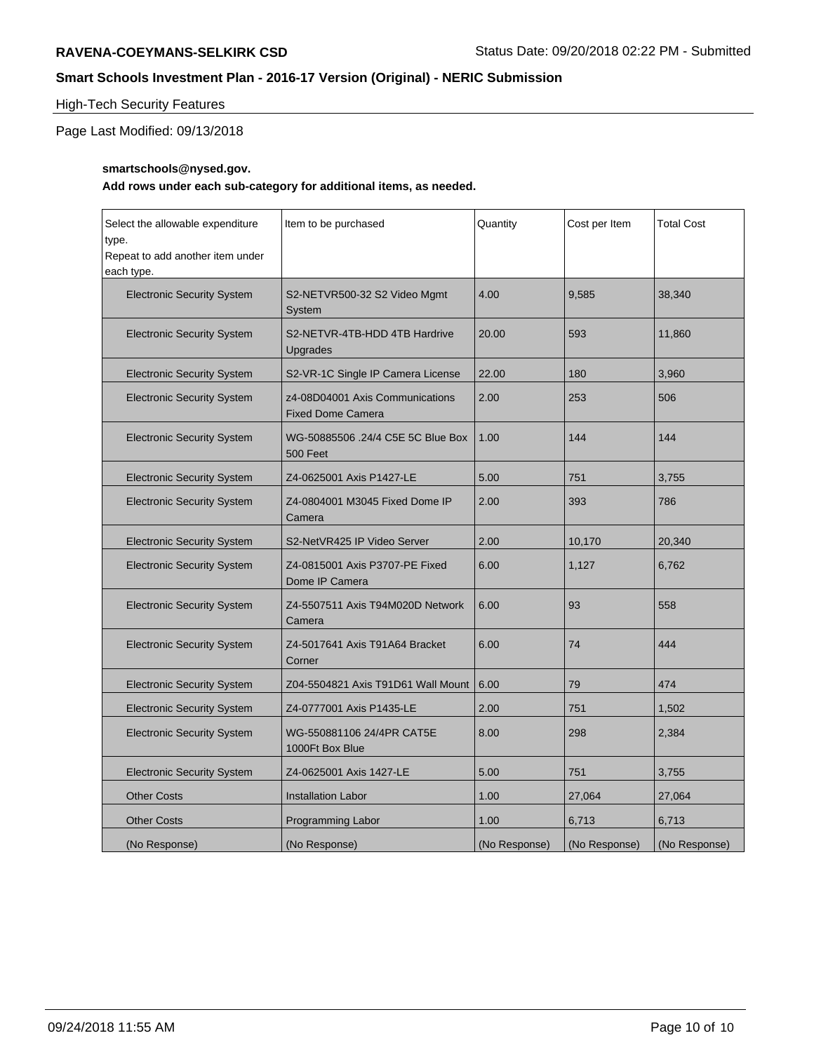High-Tech Security Features

Page Last Modified: 09/13/2018

**smartschools@nysed.gov.**

**Add rows under each sub-category for additional items, as needed.**

| Select the allowable expenditure type. Repeat to add another item under each type. | Item to be purchased | Quantity | Cost per Item | Total Cost |
|---|---|---|---|---|
| Electronic Security System | S2-NETVR500-32 S2 Video Mgmt System | 4.00 | 9,585 | 38,340 |
| Electronic Security System | S2-NETVR-4TB-HDD 4TB Hardrive Upgrades | 20.00 | 593 | 11,860 |
| Electronic Security System | S2-VR-1C Single IP Camera License | 22.00 | 180 | 3,960 |
| Electronic Security System | z4-08D04001 Axis Communications Fixed Dome Camera | 2.00 | 253 | 506 |
| Electronic Security System | WG-50885506 .24/4 C5E 5C Blue Box 500 Feet | 1.00 | 144 | 144 |
| Electronic Security System | Z4-0625001 Axis P1427-LE | 5.00 | 751 | 3,755 |
| Electronic Security System | Z4-0804001 M3045 Fixed Dome IP Camera | 2.00 | 393 | 786 |
| Electronic Security System | S2-NetVR425 IP Video Server | 2.00 | 10,170 | 20,340 |
| Electronic Security System | Z4-0815001 Axis P3707-PE Fixed Dome IP Camera | 6.00 | 1,127 | 6,762 |
| Electronic Security System | Z4-5507511 Axis T94M020D Network Camera | 6.00 | 93 | 558 |
| Electronic Security System | Z4-5017641 Axis T91A64 Bracket Corner | 6.00 | 74 | 444 |
| Electronic Security System | Z04-5504821 Axis T91D61 Wall Mount | 6.00 | 79 | 474 |
| Electronic Security System | Z4-0777001 Axis P1435-LE | 2.00 | 751 | 1,502 |
| Electronic Security System | WG-550881106 24/4PR CAT5E 1000Ft Box Blue | 8.00 | 298 | 2,384 |
| Electronic Security System | Z4-0625001 Axis 1427-LE | 5.00 | 751 | 3,755 |
| Other Costs | Installation Labor | 1.00 | 27,064 | 27,064 |
| Other Costs | Programming Labor | 1.00 | 6,713 | 6,713 |
| (No Response) | (No Response) | (No Response) | (No Response) | (No Response) |